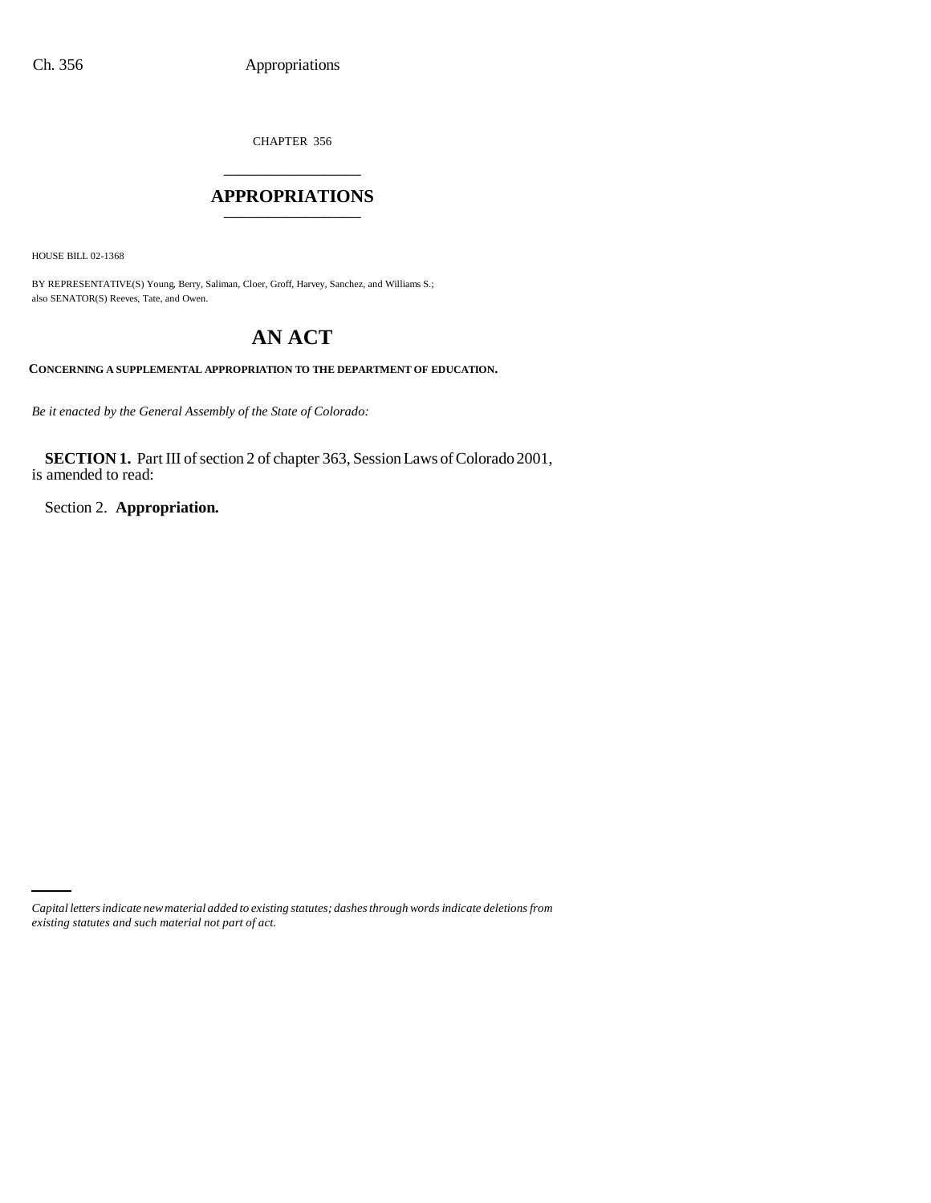CHAPTER 356

# APPROPRIATIONS

HOUSE BILL 02-1368

BY REPRESENTATIVE(S) Young, Berry, Saliman, Cloer, Groff, Harvey, Sanchez, and Williams S.;
also SENATOR(S) Reeves, Tate, and Owen.

# AN ACT

**CONCERNING A SUPPLEMENTAL APPROPRIATION TO THE DEPARTMENT OF EDUCATION.**

*Be it enacted by the General Assembly of the State of Colorado:*

**SECTION 1.** Part III of section 2 of chapter 363, Session Laws of Colorado 2001, is amended to read:

Section 2. **Appropriation.**

*Capital letters indicate new material added to existing statutes; dashes through words indicate deletions from existing statutes and such material not part of act.*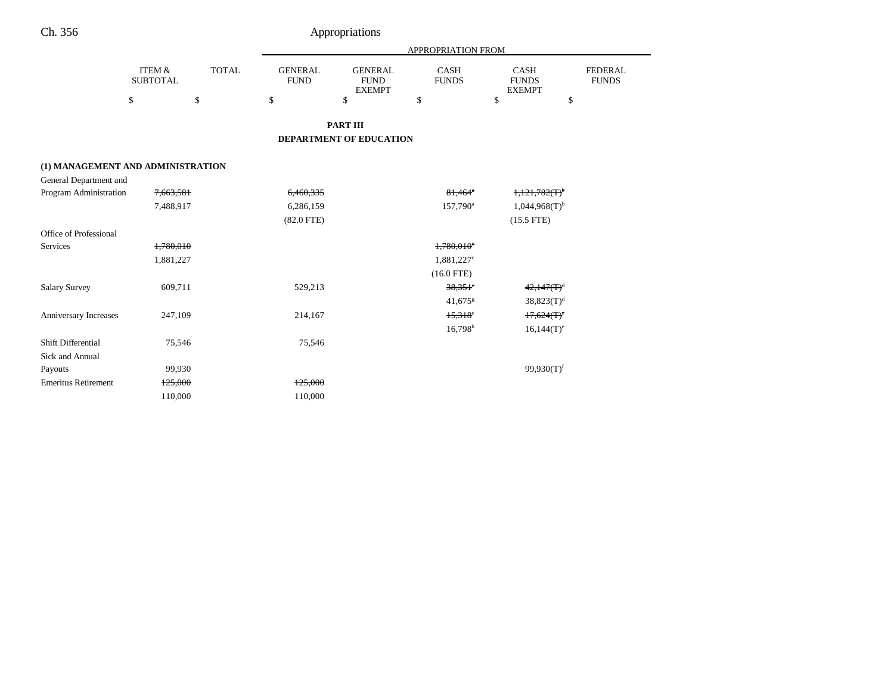# PART III

## DEPARTMENT OF EDUCATION

| | ITEM & SUBTOTAL | TOTAL | GENERAL FUND | GENERAL FUND EXEMPT | CASH FUNDS | CASH FUNDS EXEMPT | FEDERAL FUNDS |
|---|---|---|---|---|---|---|---|
| | $ | $ | $ | $ | $ | $ | $ |
| **(1) MANAGEMENT AND ADMINISTRATION** | | | | | | | |
| General Department and Program Administration | ~~7,663,581~~ | | ~~6,460,335~~ | | ~~81,464~~[a] | ~~1,121,782(T)~~[b] | |
| | 7,488,917 | | 6,286,159 | | 157,790[a] | 1,044,968(T)[b] | |
| | | | (82.0 FTE) | | | (15.5 FTE) | |
| Office of Professional Services | ~~1,780,010~~ | | | | ~~1,780,010~~[c] | | |
| | 1,881,227 | | | | 1,881,227[c] | | |
| | | | | | (16.0 FTE) | | |
| Salary Survey | 609,711 | | 529,213 | | ~~38,351~~[c] | ~~42,147(T)~~[d] | |
| | | | | | 41,675[g] | 38,823(T)[d] | |
| Anniversary Increases | 247,109 | | 214,167 | | ~~15,318~~[c] | ~~17,624(T)~~[e] | |
| | | | | | 16,798[h] | 16,144(T)[e] | |
| Shift Differential | 75,546 | | 75,546 | | | | |
| Sick and Annual Payouts | 99,930 | | | | | 99,930(T)[f] | |
| Emeritus Retirement | ~~125,000~~ | | ~~125,000~~ | | | | |
| | 110,000 | | 110,000 | | | | |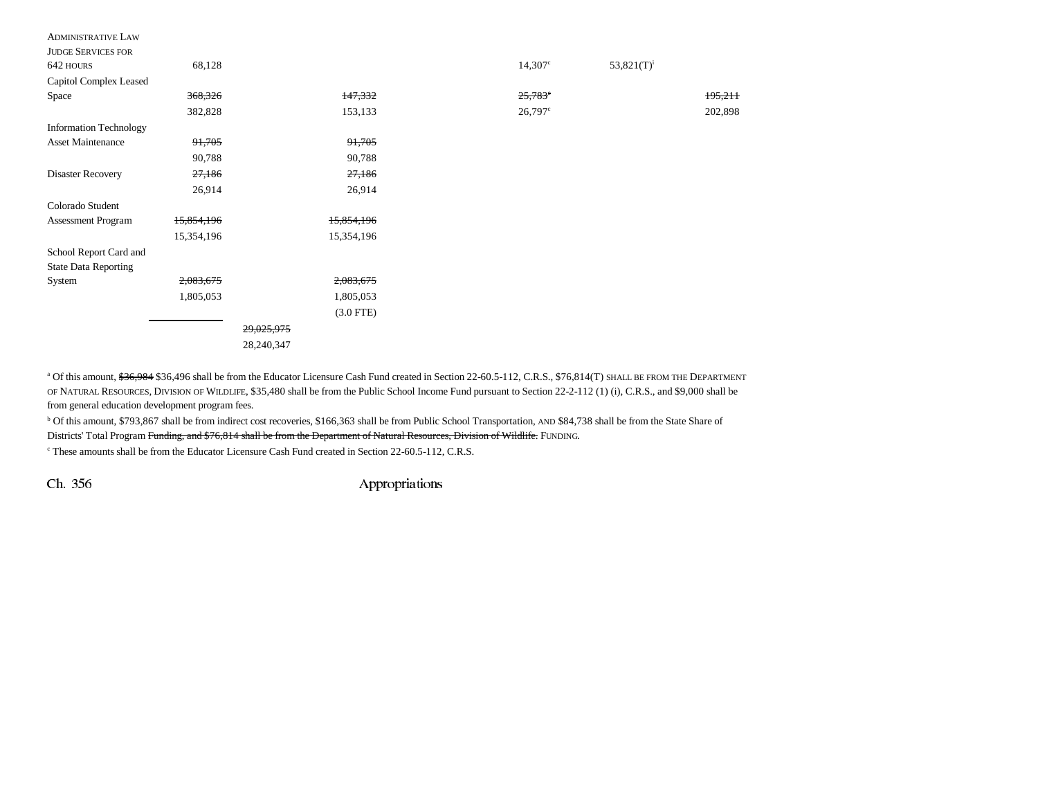| | | | | | | |
|---|---|---|---|---|---|---|
| ADMINISTRATIVE LAW JUDGE SERVICES FOR 642 HOURS | 68,128 | | | 14,307[c] | 53,821(T)[i] | |
| Capitol Complex Leased Space | ~~368,326~~ | | ~~147,332~~ | ~~25,783~~[c] | | ~~195,211~~ |
| | 382,828 | | 153,133 | 26,797[c] | | 202,898 |
| Information Technology Asset Maintenance | ~~91,705~~ | | ~~91,705~~ | | | |
| | 90,788 | | 90,788 | | | |
| Disaster Recovery | ~~27,186~~ | | ~~27,186~~ | | | |
| | 26,914 | | 26,914 | | | |
| Colorado Student Assessment Program | ~~15,854,196~~ | | ~~15,854,196~~ | | | |
| | 15,354,196 | | 15,354,196 | | | |
| School Report Card and State Data Reporting System | ~~2,083,675~~ | | ~~2,083,675~~ | | | |
| | 1,805,053 | | 1,805,053 | | | |
| | | | (3.0 FTE) | | | |
| | | ~~29,025,975~~ | | | | |
| | | 28,240,347 | | | | |

[a] Of this amount, ~~$36,984~~ $36,496 shall be from the Educator Licensure Cash Fund created in Section 22-60.5-112, C.R.S., $76,814(T) SHALL BE FROM THE DEPARTMENT OF NATURAL RESOURCES, DIVISION OF WILDLIFE, $35,480 shall be from the Public School Income Fund pursuant to Section 22-2-112 (1) (i), C.R.S., and $9,000 shall be from general education development program fees.

[b] Of this amount, $793,867 shall be from indirect cost recoveries, $166,363 shall be from Public School Transportation, AND $84,738 shall be from the State Share of Districts' Total Program ~~Funding, and $76,814 shall be from the Department of Natural Resources, Division of Wildlife.~~ FUNDING.

[c] These amounts shall be from the Educator Licensure Cash Fund created in Section 22-60.5-112, C.R.S.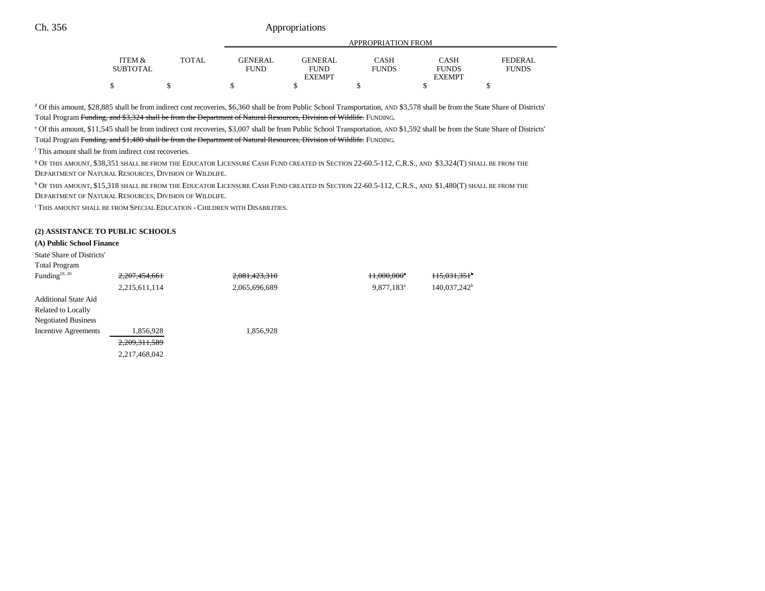| | ITEM & SUBTOTAL | TOTAL | APPROPRIATION FROM GENERAL FUND | GENERAL FUND EXEMPT | CASH FUNDS | CASH FUNDS EXEMPT | FEDERAL FUNDS |
|---|---|---|---|---|---|---|---|
| | $ | $ | $ | $ | $ | $ | $ |

[d] Of this amount, $28,885 shall be from indirect cost recoveries, $6,360 shall be from Public School Transportation, AND $3,578 shall be from the State Share of Districts' Total Program ~~Funding, and $3,324 shall be from the Department of Natural Resources, Division of Wildlife.~~ FUNDING.

[e] Of this amount, $11,545 shall be from indirect cost recoveries, $3,007 shall be from Public School Transportation, AND $1,592 shall be from the State Share of Districts' Total Program ~~Funding, and $1,480 shall be from the Department of Natural Resources, Division of Wildlife.~~ FUNDING.

[f] This amount shall be from indirect cost recoveries.

[g] OF THIS AMOUNT, $38,351 SHALL BE FROM THE EDUCATOR LICENSURE CASH FUND CREATED IN SECTION 22-60.5-112, C.R.S., AND $3,324(T) SHALL BE FROM THE DEPARTMENT OF NATURAL RESOURCES, DIVISION OF WILDLIFE.

[h] OF THIS AMOUNT, $15,318 SHALL BE FROM THE EDUCATOR LICENSURE CASH FUND CREATED IN SECTION 22-60.5-112, C.R.S., AND $1,480(T) SHALL BE FROM THE DEPARTMENT OF NATURAL RESOURCES, DIVISION OF WILDLIFE.

[i] THIS AMOUNT SHALL BE FROM SPECIAL EDUCATION - CHILDREN WITH DISABILITIES.

**(2) ASSISTANCE TO PUBLIC SCHOOLS**

**(A) Public School Finance**

| | ITEM & SUBTOTAL | TOTAL | GENERAL FUND | GENERAL FUND EXEMPT | CASH FUNDS | CASH FUNDS EXEMPT | FEDERAL FUNDS |
|---|---|---|---|---|---|---|---|
| State Share of Districts' Total Program Funding[19, 20] | ~~2,207,454,661~~ | | ~~2,081,423,310~~ | | ~~11,000,000~~[a] | ~~115,031,351~~[b] | |
| | 2,215,611,114 | | 2,065,696,689 | | 9,877,183[a] | 140,037,242[b] | |
| Additional State Aid Related to Locally Negotiated Business Incentive Agreements | 1,856,928 | | 1,856,928 | | | | |
| | ~~2,209,311,589~~ | | | | | | |
| | 2,217,468,042 | | | | | | |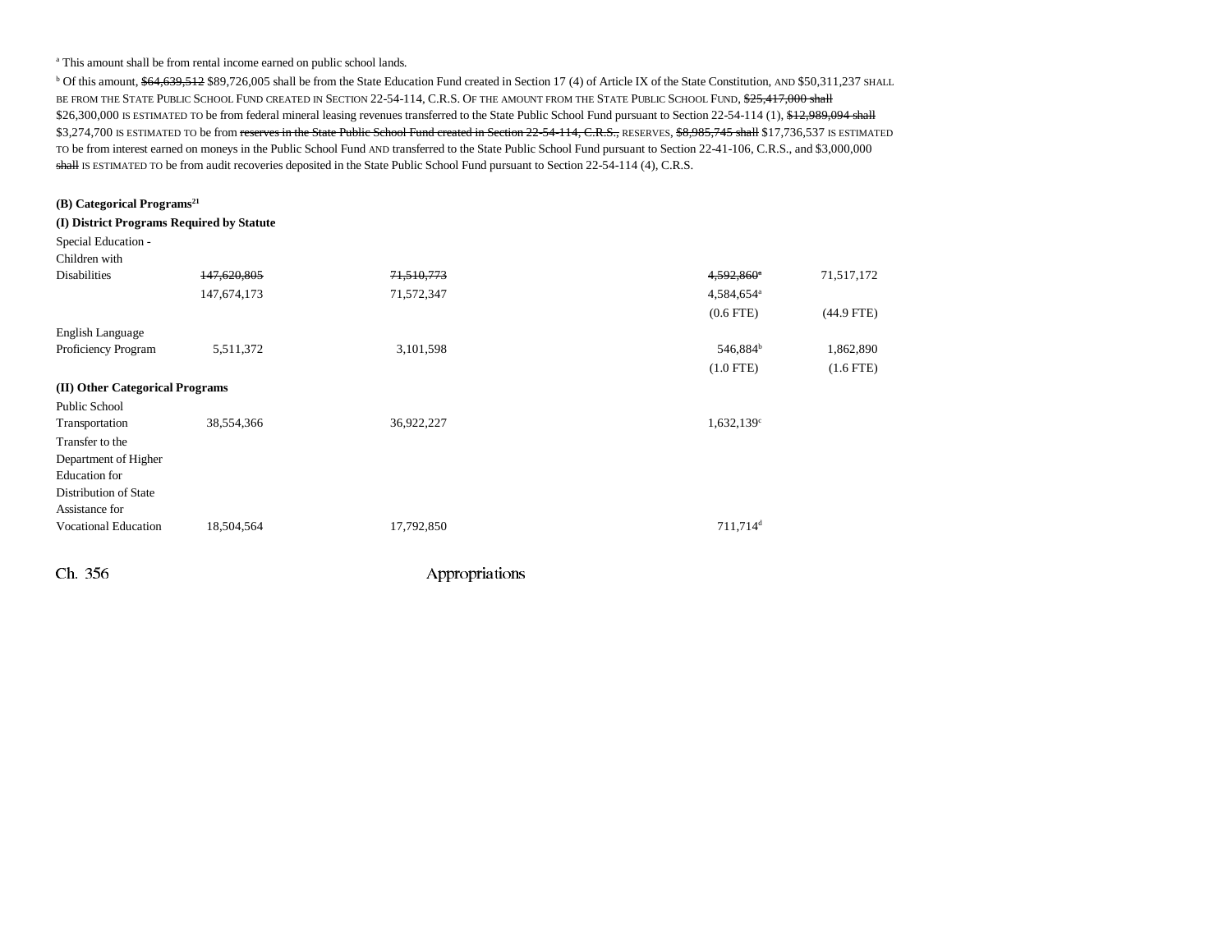[a] This amount shall be from rental income earned on public school lands.

[b] Of this amount, ~~$64,639,512~~ $89,726,005 shall be from the State Education Fund created in Section 17 (4) of Article IX of the State Constitution, AND $50,311,237 SHALL BE FROM THE STATE PUBLIC SCHOOL FUND CREATED IN SECTION 22-54-114, C.R.S. OF THE AMOUNT FROM THE STATE PUBLIC SCHOOL FUND, ~~$25,417,000 shall~~ $26,300,000 IS ESTIMATED TO be from federal mineral leasing revenues transferred to the State Public School Fund pursuant to Section 22-54-114 (1), ~~$12,989,094 shall~~ $3,274,700 IS ESTIMATED TO be from ~~reserves in the State Public School Fund created in Section 22-54-114, C.R.S.,~~ RESERVES, ~~$8,985,745 shall~~ $17,736,537 IS ESTIMATED TO be from interest earned on moneys in the Public School Fund AND transferred to the State Public School Fund pursuant to Section 22-41-106, C.R.S., and $3,000,000 ~~shall~~ IS ESTIMATED TO be from audit recoveries deposited in the State Public School Fund pursuant to Section 22-54-114 (4), C.R.S.

**(B) Categorical Programs[21]**

**(I) District Programs Required by Statute**

| | | | | | |
|---|---|---|---|---|---|
| Special Education - Children with Disabilities | ~~147,620,805~~ | ~~71,510,773~~ | | ~~4,592,860~~[a] | 71,517,172 |
| | 147,674,173 | 71,572,347 | | 4,584,654[a] | |
| | | | | (0.6 FTE) | (44.9 FTE) |
| English Language Proficiency Program | 5,511,372 | 3,101,598 | | 546,884[b] | 1,862,890 |
| | | | | (1.0 FTE) | (1.6 FTE) |

**(II) Other Categorical Programs**

| | | | | | |
|---|---|---|---|---|---|
| Public School Transportation | 38,554,366 | 36,922,227 | | 1,632,139[c] | |
| Transfer to the Department of Higher Education for Distribution of State Assistance for Vocational Education | 18,504,564 | 17,792,850 | | 711,714[d] | |

Ch. 356 Appropriations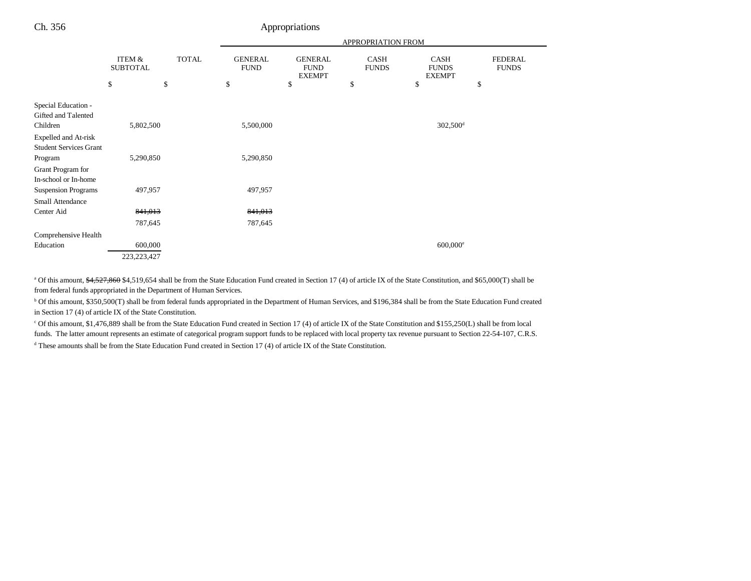| | ITEM & SUBTOTAL | TOTAL | APPROPRIATION FROM GENERAL FUND | GENERAL FUND EXEMPT | CASH FUNDS | CASH FUNDS EXEMPT | FEDERAL FUNDS |
|---|---|---|---|---|---|---|---|
| | $ | $ | $ | $ | $ | $ | $ |
| Special Education - Gifted and Talented Children | 5,802,500 | | 5,500,000 | | | 302,500[d] | |
| Expelled and At-risk Student Services Grant Program | 5,290,850 | | 5,290,850 | | | | |
| Grant Program for In-school or In-home Suspension Programs | 497,957 | | 497,957 | | | | |
| Small Attendance Center Aid | ~~841,013~~ 787,645 | | ~~841,013~~ 787,645 | | | | |
| Comprehensive Health Education | 600,000 | | | | | 600,000[e] | |
| | 223,223,427 | | | | | | |

[a] Of this amount, ~~$4,527,860~~ $4,519,654 shall be from the State Education Fund created in Section 17 (4) of article IX of the State Constitution, and $65,000(T) shall be from federal funds appropriated in the Department of Human Services.

[b] Of this amount, $350,500(T) shall be from federal funds appropriated in the Department of Human Services, and $196,384 shall be from the State Education Fund created in Section 17 (4) of article IX of the State Constitution.

[c] Of this amount, $1,476,889 shall be from the State Education Fund created in Section 17 (4) of article IX of the State Constitution and $155,250(L) shall be from local funds. The latter amount represents an estimate of categorical program support funds to be replaced with local property tax revenue pursuant to Section 22-54-107, C.R.S.

[d] These amounts shall be from the State Education Fund created in Section 17 (4) of article IX of the State Constitution.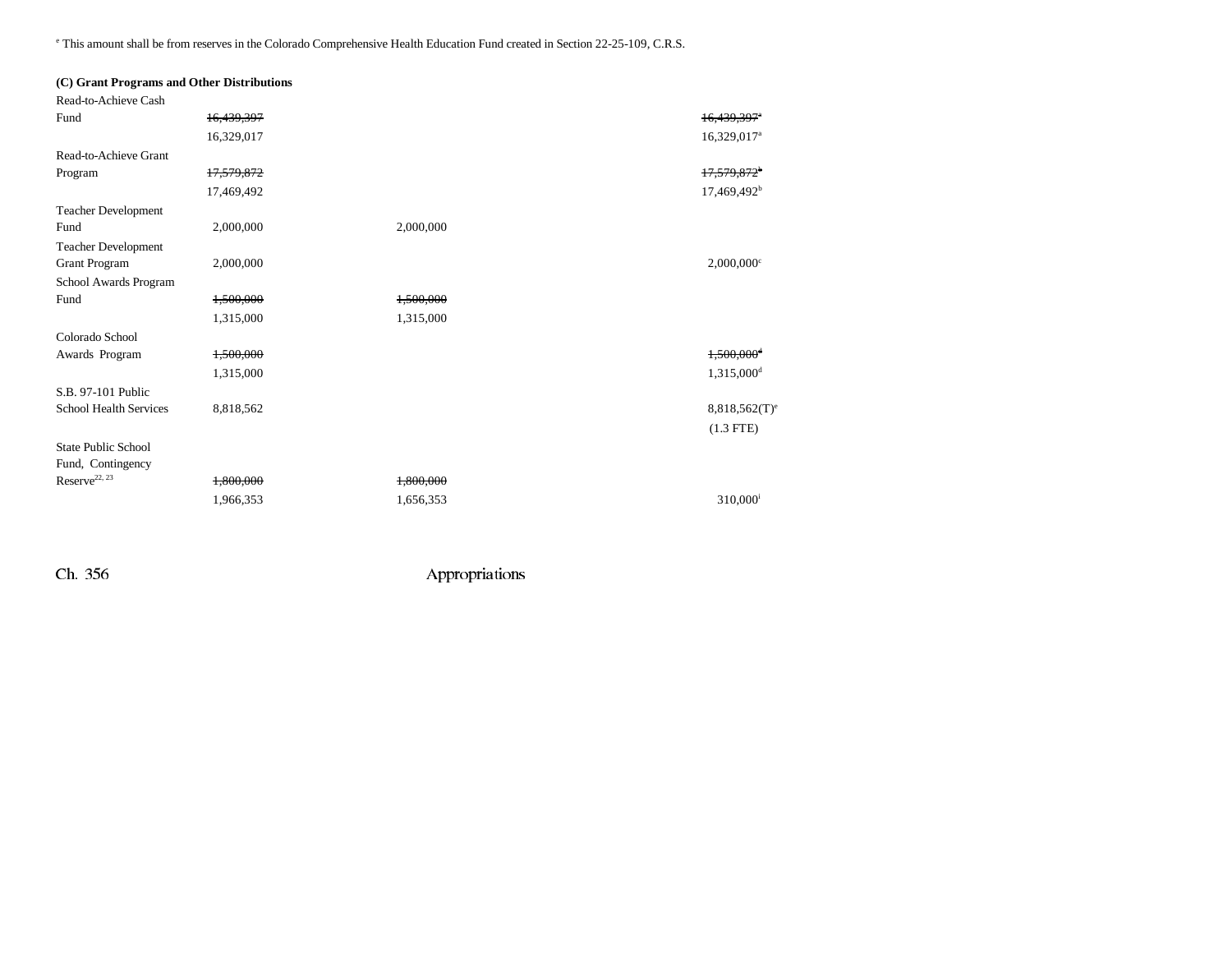[e] This amount shall be from reserves in the Colorado Comprehensive Health Education Fund created in Section 22-25-109, C.R.S.

**(C) Grant Programs and Other Distributions**

| | Total | General Fund | Cash Funds |
|---|---|---|---|
| Read-to-Achieve Cash Fund | ~~16,439,397~~ | | ~~16,439,397~~[a] |
| | 16,329,017 | | 16,329,017[a] |
| Read-to-Achieve Grant Program | ~~17,579,872~~ | | ~~17,579,872~~[b] |
| | 17,469,492 | | 17,469,492[b] |
| Teacher Development Fund | 2,000,000 | 2,000,000 | |
| Teacher Development Grant Program | 2,000,000 | | 2,000,000[c] |
| School Awards Program Fund | ~~1,500,000~~ | ~~1,500,000~~ | |
| | 1,315,000 | 1,315,000 | |
| Colorado School Awards Program | ~~1,500,000~~ | | ~~1,500,000~~[d] |
| | 1,315,000 | | 1,315,000[d] |
| S.B. 97-101 Public School Health Services | 8,818,562 | | 8,818,562(T)[e] |
| | | | (1.3 FTE) |
| State Public School Fund, Contingency Reserve[22, 23] | ~~1,800,000~~ | ~~1,800,000~~ | |
| | 1,966,353 | 1,656,353 | 310,000[i] |

Ch. 356 Appropriations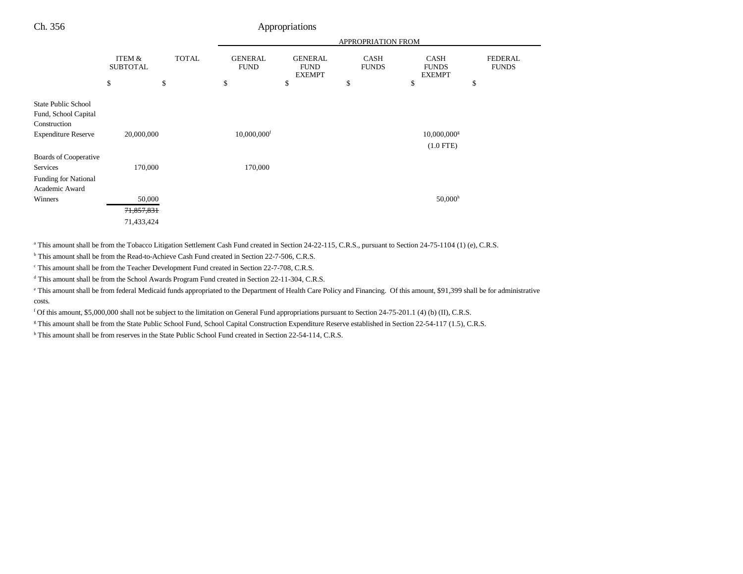| | ITEM & SUBTOTAL | TOTAL | APPROPRIATION FROM GENERAL FUND | GENERAL FUND EXEMPT | CASH FUNDS | CASH FUNDS EXEMPT | FEDERAL FUNDS |
|---|---|---|---|---|---|---|---|
| | $ | $ | $ | $ | $ | $ | $ |
| State Public School Fund, School Capital Construction Expenditure Reserve | 20,000,000 | | 10,000,000[f] | | | 10,000,000[g] (1.0 FTE) | |
| Boards of Cooperative Services | 170,000 | | 170,000 | | | | |
| Funding for National Academic Award Winners | 50,000 | | | | | 50,000[h] | |
| | ~~71,857,831~~ 71,433,424 | | | | | | |

[a] This amount shall be from the Tobacco Litigation Settlement Cash Fund created in Section 24-22-115, C.R.S., pursuant to Section 24-75-1104 (1) (e), C.R.S.

[b] This amount shall be from the Read-to-Achieve Cash Fund created in Section 22-7-506, C.R.S.

[c] This amount shall be from the Teacher Development Fund created in Section 22-7-708, C.R.S.

[d] This amount shall be from the School Awards Program Fund created in Section 22-11-304, C.R.S.

[e] This amount shall be from federal Medicaid funds appropriated to the Department of Health Care Policy and Financing. Of this amount, $91,399 shall be for administrative costs.

[f] Of this amount, $5,000,000 shall not be subject to the limitation on General Fund appropriations pursuant to Section 24-75-201.1 (4) (b) (II), C.R.S.

[g] This amount shall be from the State Public School Fund, School Capital Construction Expenditure Reserve established in Section 22-54-117 (1.5), C.R.S.

[h] This amount shall be from reserves in the State Public School Fund created in Section 22-54-114, C.R.S.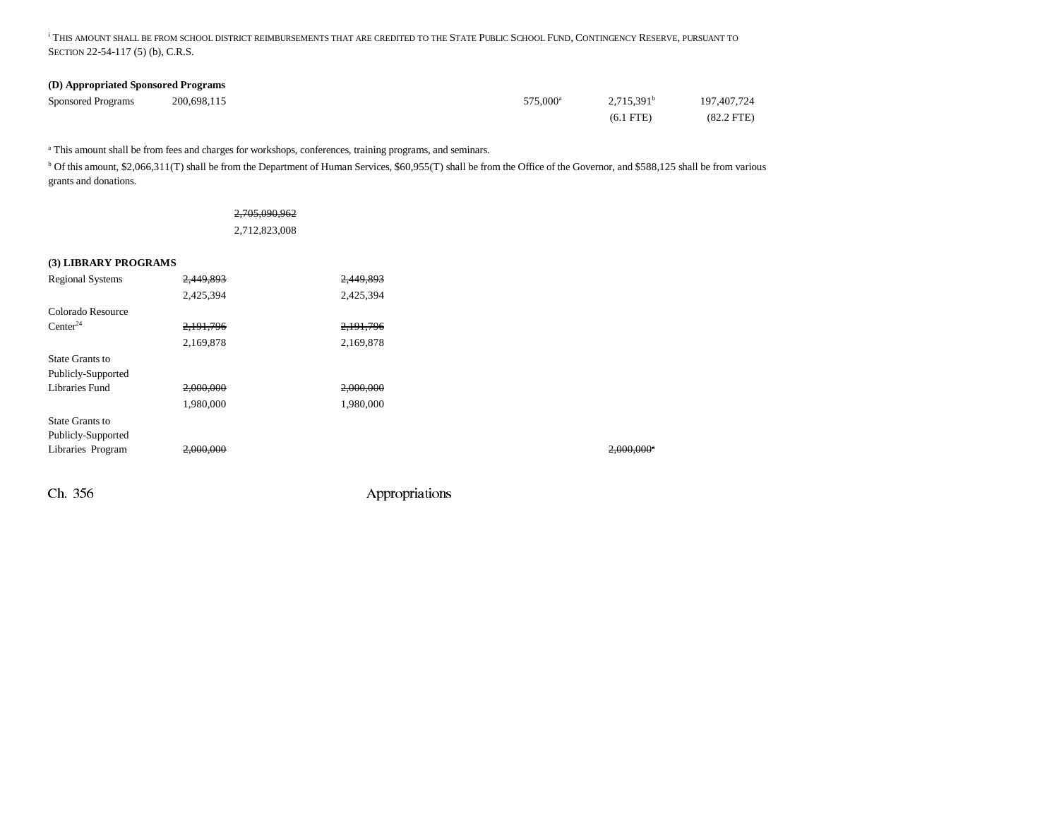[i] THIS AMOUNT SHALL BE FROM SCHOOL DISTRICT REIMBURSEMENTS THAT ARE CREDITED TO THE STATE PUBLIC SCHOOL FUND, CONTINGENCY RESERVE, PURSUANT TO SECTION 22-54-117 (5) (b), C.R.S.

**(D) Appropriated Sponsored Programs**

| | | | | | | | |
|---|---|---|---|---|---|---|---|
| Sponsored Programs | 200,698,115 | | | 575,000[a] | 2,715,391[b] | 197,407,724 | |
| | | | | | (6.1 FTE) | (82.2 FTE) | |

[a] This amount shall be from fees and charges for workshops, conferences, training programs, and seminars.

[b] Of this amount, $2,066,311(T) shall be from the Department of Human Services, $60,955(T) shall be from the Office of the Governor, and $588,125 shall be from various grants and donations.

~~2,705,090,962~~
2,712,823,008

**(3) LIBRARY PROGRAMS**

| | | | | | | |
|---|---|---|---|---|---|---|
| Regional Systems | ~~2,449,893~~ | ~~2,449,893~~ | | | | |
| | 2,425,394 | 2,425,394 | | | | |
| Colorado Resource Center[24] | ~~2,191,796~~ | ~~2,191,796~~ | | | | |
| | 2,169,878 | 2,169,878 | | | | |
| State Grants to Publicly-Supported Libraries Fund | ~~2,000,000~~ | ~~2,000,000~~ | | | | |
| | 1,980,000 | 1,980,000 | | | | |
| State Grants to Publicly-Supported Libraries Program | ~~2,000,000~~ | | | | ~~2,000,000~~[a] | |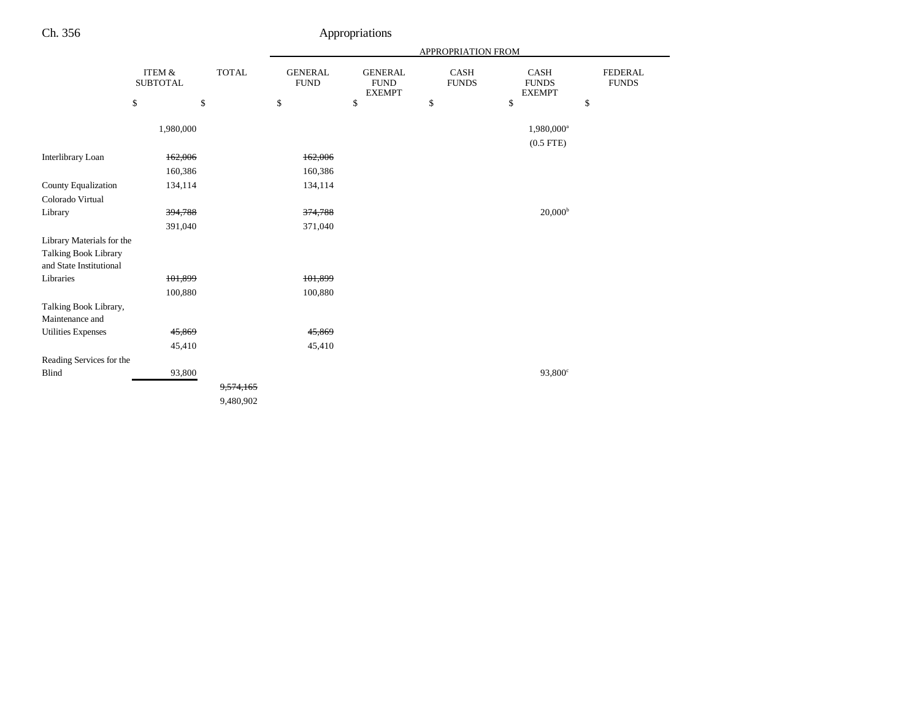| | ITEM & SUBTOTAL | TOTAL | APPROPRIATION FROM | | | | |
|---|---|---|---|---|---|---|---|
| | | | GENERAL FUND | GENERAL FUND EXEMPT | CASH FUNDS | CASH FUNDS EXEMPT | FEDERAL FUNDS |
| | $ | $ | $ | $ | $ | $ | $ |
| | 1,980,000 | | | | | 1,980,000[a] | |
| | | | | | | (0.5 FTE) | |
| Interlibrary Loan | ~~162,006~~ | | ~~162,006~~ | | | | |
| | 160,386 | | 160,386 | | | | |
| County Equalization | 134,114 | | 134,114 | | | | |
| Colorado Virtual Library | ~~394,788~~ | | ~~374,788~~ | | | 20,000[b] | |
| | 391,040 | | 371,040 | | | | |
| Library Materials for the Talking Book Library and State Institutional Libraries | ~~101,899~~ | | ~~101,899~~ | | | | |
| | 100,880 | | 100,880 | | | | |
| Talking Book Library, Maintenance and Utilities Expenses | ~~45,869~~ | | ~~45,869~~ | | | | |
| | 45,410 | | 45,410 | | | | |
| Reading Services for the Blind | 93,800 | | | | | 93,800[c] | |
| | | ~~9,574,165~~ | | | | | |
| | | 9,480,902 | | | | | |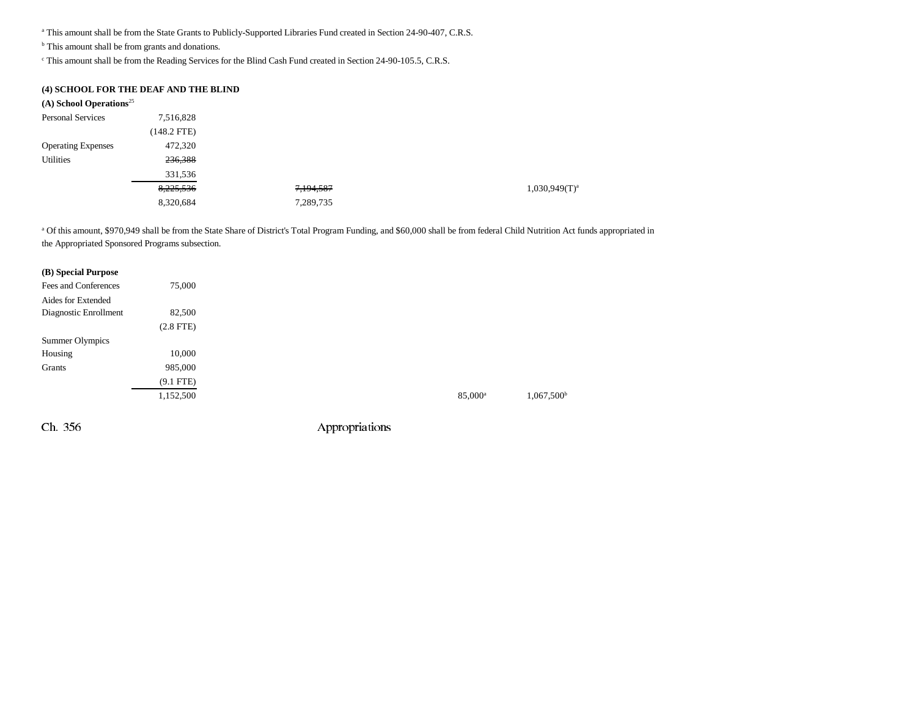[a] This amount shall be from the State Grants to Publicly-Supported Libraries Fund created in Section 24-90-407, C.R.S.

[b] This amount shall be from grants and donations.

[c] This amount shall be from the Reading Services for the Blind Cash Fund created in Section 24-90-105.5, C.R.S.

**(4) SCHOOL FOR THE DEAF AND THE BLIND**

**(A) School Operations**[25]

| | | | | | |
|---|---|---|---|---|---|
| Personal Services | 7,516,828 | | | | |
| | (148.2 FTE) | | | | |
| Operating Expenses | 472,320 | | | | |
| Utilities | ~~236,388~~ | | | | |
| | 331,536 | | | | |
| | ~~8,225,536~~ | ~~7,194,587~~ | | | 1,030,949(T)[a] |
| | 8,320,684 | 7,289,735 | | | |

[a] Of this amount, $970,949 shall be from the State Share of District's Total Program Funding, and $60,000 shall be from federal Child Nutrition Act funds appropriated in the Appropriated Sponsored Programs subsection.

**(B) Special Purpose**

| | | | | | |
|---|---|---|---|---|---|
| Fees and Conferences | 75,000 | | | | |
| Aides for Extended Diagnostic Enrollment | 82,500 | | | | |
| | (2.8 FTE) | | | | |
| Summer Olympics Housing | 10,000 | | | | |
| Grants | 985,000 | | | | |
| | (9.1 FTE) | | | | |
| | 1,152,500 | | | 85,000[a] | 1,067,500[b] |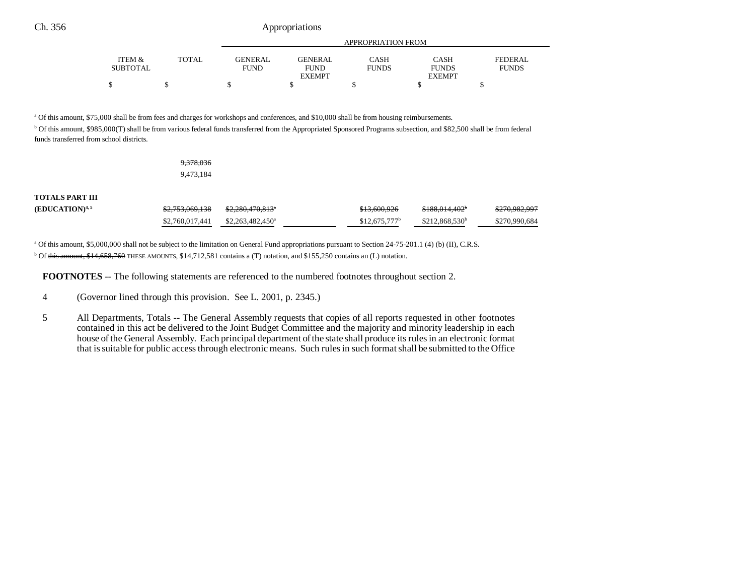Ch. 356 Appropriations

| | ITEM & SUBTOTAL | TOTAL | GENERAL FUND | GENERAL FUND EXEMPT | CASH FUNDS | CASH FUNDS EXEMPT | FEDERAL FUNDS |
|---|---|---|---|---|---|---|---|
| | | | APPROPRIATION FROM | | | | |
| | $ | $ | $ | $ | $ | $ | $ |

[a] Of this amount, $75,000 shall be from fees and charges for workshops and conferences, and $10,000 shall be from housing reimbursements.

[b] Of this amount, $985,000(T) shall be from various federal funds transferred from the Appropriated Sponsored Programs subsection, and $82,500 shall be from federal funds transferred from school districts.

| | ITEM & SUBTOTAL | TOTAL | GENERAL FUND | GENERAL FUND EXEMPT | CASH FUNDS | CASH FUNDS EXEMPT | FEDERAL FUNDS |
|---|---|---|---|---|---|---|---|
| | | ~~9,378,036~~ | | | | | |
| | | 9,473,184 | | | | | |
| **TOTALS PART III (EDUCATION)**[4, 5] | | ~~$2,753,069,138~~ | ~~$2,280,470,813~~[a] | | ~~$13,600,926~~ | ~~$188,014,402~~[b] | ~~$270,982,997~~ |
| | | $2,760,017,441 | $2,263,482,450[a] | | $12,675,777[b] | $212,868,530[b] | $270,990,684 |

[a] Of this amount, $5,000,000 shall not be subject to the limitation on General Fund appropriations pursuant to Section 24-75-201.1 (4) (b) (II), C.R.S.

[b] Of ~~this amount, $14,658,760~~ THESE AMOUNTS, $14,712,581 contains a (T) notation, and $155,250 contains an (L) notation.

**FOOTNOTES** -- The following statements are referenced to the numbered footnotes throughout section 2.

4 (Governor lined through this provision. See L. 2001, p. 2345.)

5 All Departments, Totals -- The General Assembly requests that copies of all reports requested in other footnotes contained in this act be delivered to the Joint Budget Committee and the majority and minority leadership in each house of the General Assembly. Each principal department of the state shall produce its rules in an electronic format that is suitable for public access through electronic means. Such rules in such format shall be submitted to the Office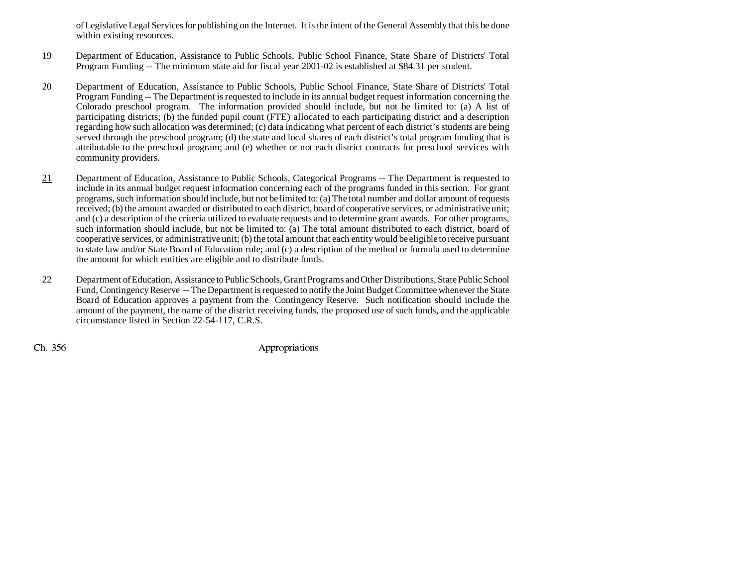of Legislative Legal Services for publishing on the Internet. It is the intent of the General Assembly that this be done within existing resources.

19 Department of Education, Assistance to Public Schools, Public School Finance, State Share of Districts' Total Program Funding -- The minimum state aid for fiscal year 2001-02 is established at $84.31 per student.

20 Department of Education, Assistance to Public Schools, Public School Finance, State Share of Districts' Total Program Funding -- The Department is requested to include in its annual budget request information concerning the Colorado preschool program. The information provided should include, but not be limited to: (a) A list of participating districts; (b) the funded pupil count (FTE) allocated to each participating district and a description regarding how such allocation was determined; (c) data indicating what percent of each district's students are being served through the preschool program; (d) the state and local shares of each district's total program funding that is attributable to the preschool program; and (e) whether or not each district contracts for preschool services with community providers.

21 Department of Education, Assistance to Public Schools, Categorical Programs -- The Department is requested to include in its annual budget request information concerning each of the programs funded in this section. For grant programs, such information should include, but not be limited to: (a) The total number and dollar amount of requests received; (b) the amount awarded or distributed to each district, board of cooperative services, or administrative unit; and (c) a description of the criteria utilized to evaluate requests and to determine grant awards. For other programs, such information should include, but not be limited to: (a) The total amount distributed to each district, board of cooperative services, or administrative unit; (b) the total amount that each entity would be eligible to receive pursuant to state law and/or State Board of Education rule; and (c) a description of the method or formula used to determine the amount for which entities are eligible and to distribute funds.

22 Department of Education, Assistance to Public Schools, Grant Programs and Other Distributions, State Public School Fund, Contingency Reserve -- The Department is requested to notify the Joint Budget Committee whenever the State Board of Education approves a payment from the Contingency Reserve. Such notification should include the amount of the payment, the name of the district receiving funds, the proposed use of such funds, and the applicable circumstance listed in Section 22-54-117, C.R.S.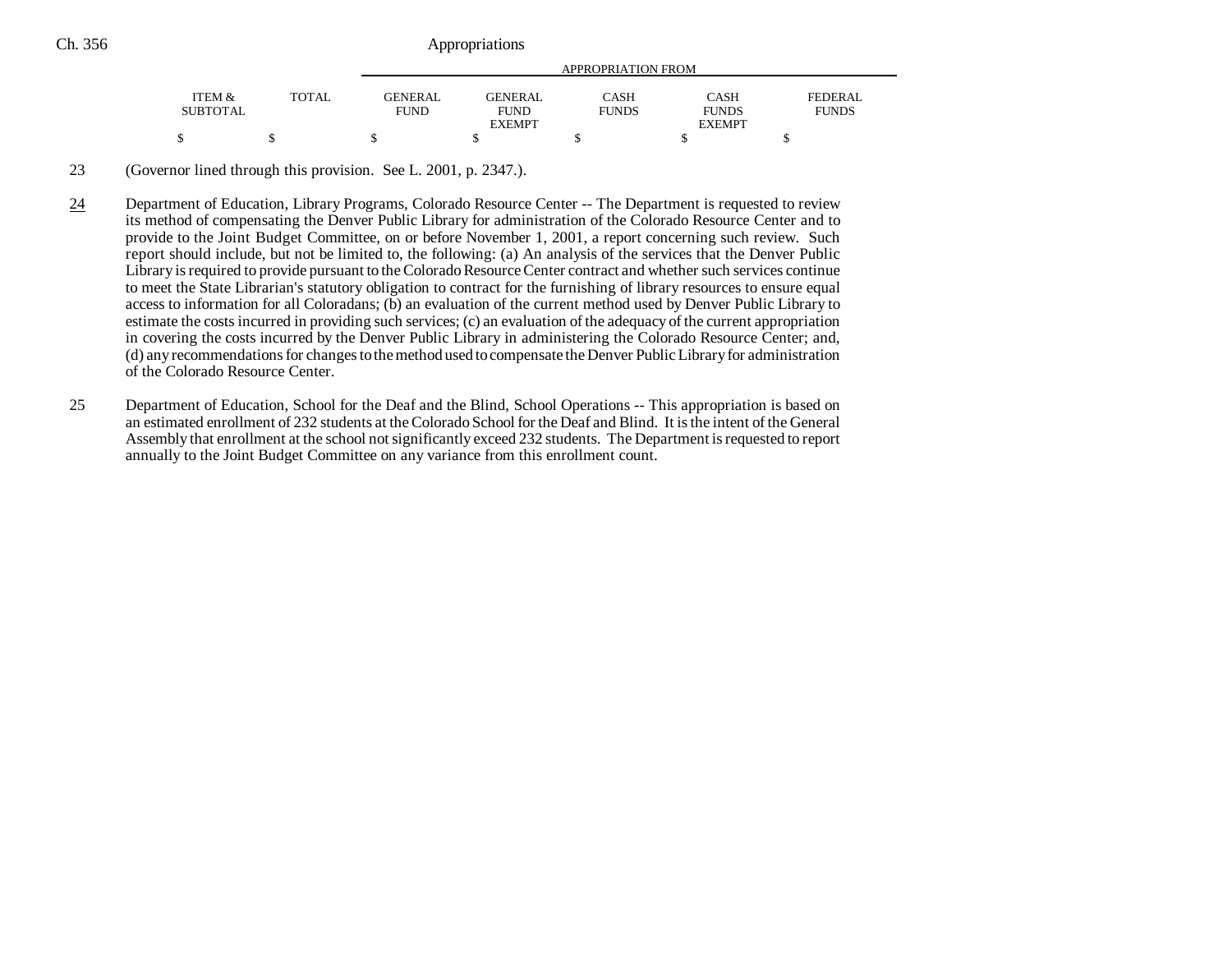| ITEM & SUBTOTAL | TOTAL | GENERAL FUND | GENERAL FUND EXEMPT | CASH FUNDS | CASH FUNDS EXEMPT | FEDERAL FUNDS |
|---|---|---|---|---|---|---|
| $ | $ | $ | $ | $ | $ | $ |

23 (Governor lined through this provision. See L. 2001, p. 2347.).

24 Department of Education, Library Programs, Colorado Resource Center -- The Department is requested to review its method of compensating the Denver Public Library for administration of the Colorado Resource Center and to provide to the Joint Budget Committee, on or before November 1, 2001, a report concerning such review. Such report should include, but not be limited to, the following: (a) An analysis of the services that the Denver Public Library is required to provide pursuant to the Colorado Resource Center contract and whether such services continue to meet the State Librarian's statutory obligation to contract for the furnishing of library resources to ensure equal access to information for all Coloradans; (b) an evaluation of the current method used by Denver Public Library to estimate the costs incurred in providing such services; (c) an evaluation of the adequacy of the current appropriation in covering the costs incurred by the Denver Public Library in administering the Colorado Resource Center; and, (d) any recommendations for changes to the method used to compensate the Denver Public Library for administration of the Colorado Resource Center.

25 Department of Education, School for the Deaf and the Blind, School Operations -- This appropriation is based on an estimated enrollment of 232 students at the Colorado School for the Deaf and Blind. It is the intent of the General Assembly that enrollment at the school not significantly exceed 232 students. The Department is requested to report annually to the Joint Budget Committee on any variance from this enrollment count.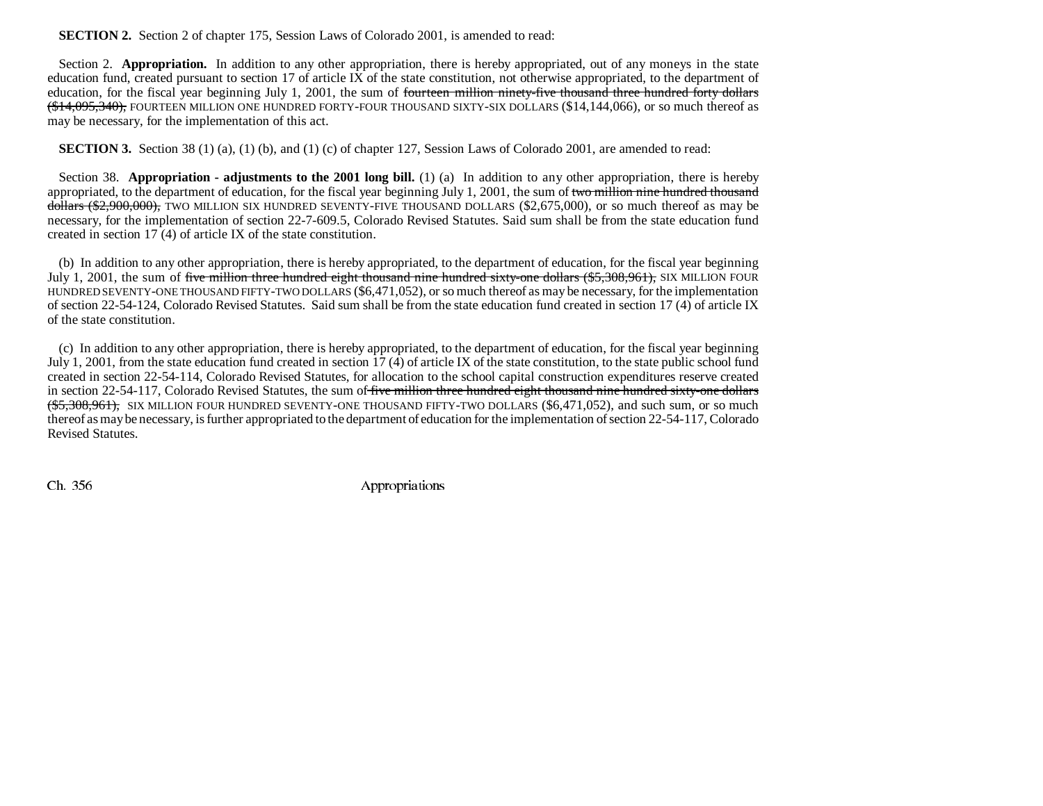**SECTION 2.** Section 2 of chapter 175, Session Laws of Colorado 2001, is amended to read:

Section 2. **Appropriation.** In addition to any other appropriation, there is hereby appropriated, out of any moneys in the state education fund, created pursuant to section 17 of article IX of the state constitution, not otherwise appropriated, to the department of education, for the fiscal year beginning July 1, 2001, the sum of ~~fourteen million ninety-five thousand three hundred forty dollars ($14,095,340),~~ FOURTEEN MILLION ONE HUNDRED FORTY-FOUR THOUSAND SIXTY-SIX DOLLARS ($14,144,066), or so much thereof as may be necessary, for the implementation of this act.

**SECTION 3.** Section 38 (1) (a), (1) (b), and (1) (c) of chapter 127, Session Laws of Colorado 2001, are amended to read:

Section 38. **Appropriation - adjustments to the 2001 long bill.** (1) (a) In addition to any other appropriation, there is hereby appropriated, to the department of education, for the fiscal year beginning July 1, 2001, the sum of ~~two million nine hundred thousand dollars ($2,900,000),~~ TWO MILLION SIX HUNDRED SEVENTY-FIVE THOUSAND DOLLARS ($2,675,000), or so much thereof as may be necessary, for the implementation of section 22-7-609.5, Colorado Revised Statutes. Said sum shall be from the state education fund created in section 17 (4) of article IX of the state constitution.

(b) In addition to any other appropriation, there is hereby appropriated, to the department of education, for the fiscal year beginning July 1, 2001, the sum of ~~five million three hundred eight thousand nine hundred sixty-one dollars ($5,308,961),~~ SIX MILLION FOUR HUNDRED SEVENTY-ONE THOUSAND FIFTY-TWO DOLLARS ($6,471,052), or so much thereof as may be necessary, for the implementation of section 22-54-124, Colorado Revised Statutes. Said sum shall be from the state education fund created in section 17 (4) of article IX of the state constitution.

(c) In addition to any other appropriation, there is hereby appropriated, to the department of education, for the fiscal year beginning July 1, 2001, from the state education fund created in section 17 (4) of article IX of the state constitution, to the state public school fund created in section 22-54-114, Colorado Revised Statutes, for allocation to the school capital construction expenditures reserve created in section 22-54-117, Colorado Revised Statutes, the sum of ~~five million three hundred eight thousand nine hundred sixty-one dollars ($5,308,961),~~ SIX MILLION FOUR HUNDRED SEVENTY-ONE THOUSAND FIFTY-TWO DOLLARS ($6,471,052), and such sum, or so much thereof as may be necessary, is further appropriated to the department of education for the implementation of section 22-54-117, Colorado Revised Statutes.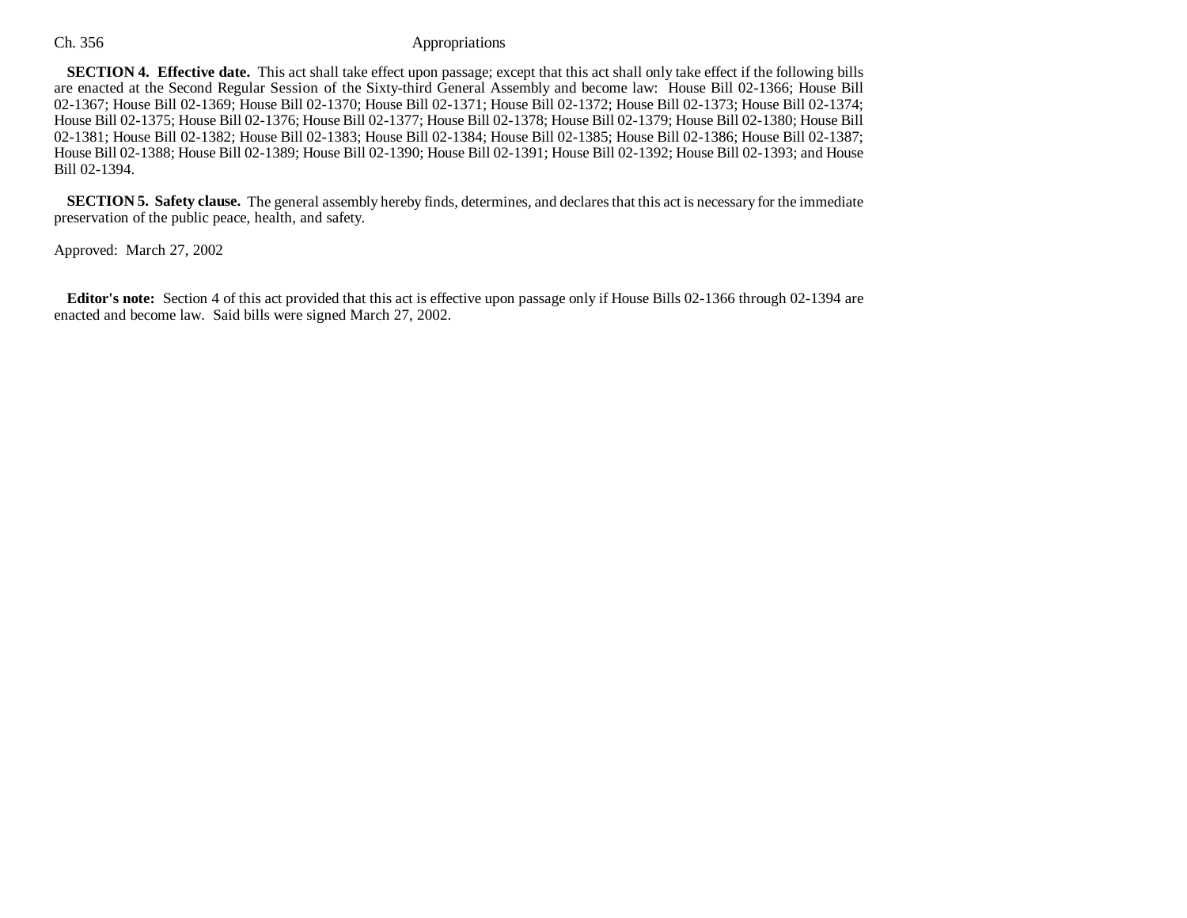**SECTION 4. Effective date.** This act shall take effect upon passage; except that this act shall only take effect if the following bills are enacted at the Second Regular Session of the Sixty-third General Assembly and become law: House Bill 02-1366; House Bill 02-1367; House Bill 02-1369; House Bill 02-1370; House Bill 02-1371; House Bill 02-1372; House Bill 02-1373; House Bill 02-1374; House Bill 02-1375; House Bill 02-1376; House Bill 02-1377; House Bill 02-1378; House Bill 02-1379; House Bill 02-1380; House Bill 02-1381; House Bill 02-1382; House Bill 02-1383; House Bill 02-1384; House Bill 02-1385; House Bill 02-1386; House Bill 02-1387; House Bill 02-1388; House Bill 02-1389; House Bill 02-1390; House Bill 02-1391; House Bill 02-1392; House Bill 02-1393; and House Bill 02-1394.

**SECTION 5. Safety clause.** The general assembly hereby finds, determines, and declares that this act is necessary for the immediate preservation of the public peace, health, and safety.

Approved: March 27, 2002

**Editor's note:** Section 4 of this act provided that this act is effective upon passage only if House Bills 02-1366 through 02-1394 are enacted and become law. Said bills were signed March 27, 2002.